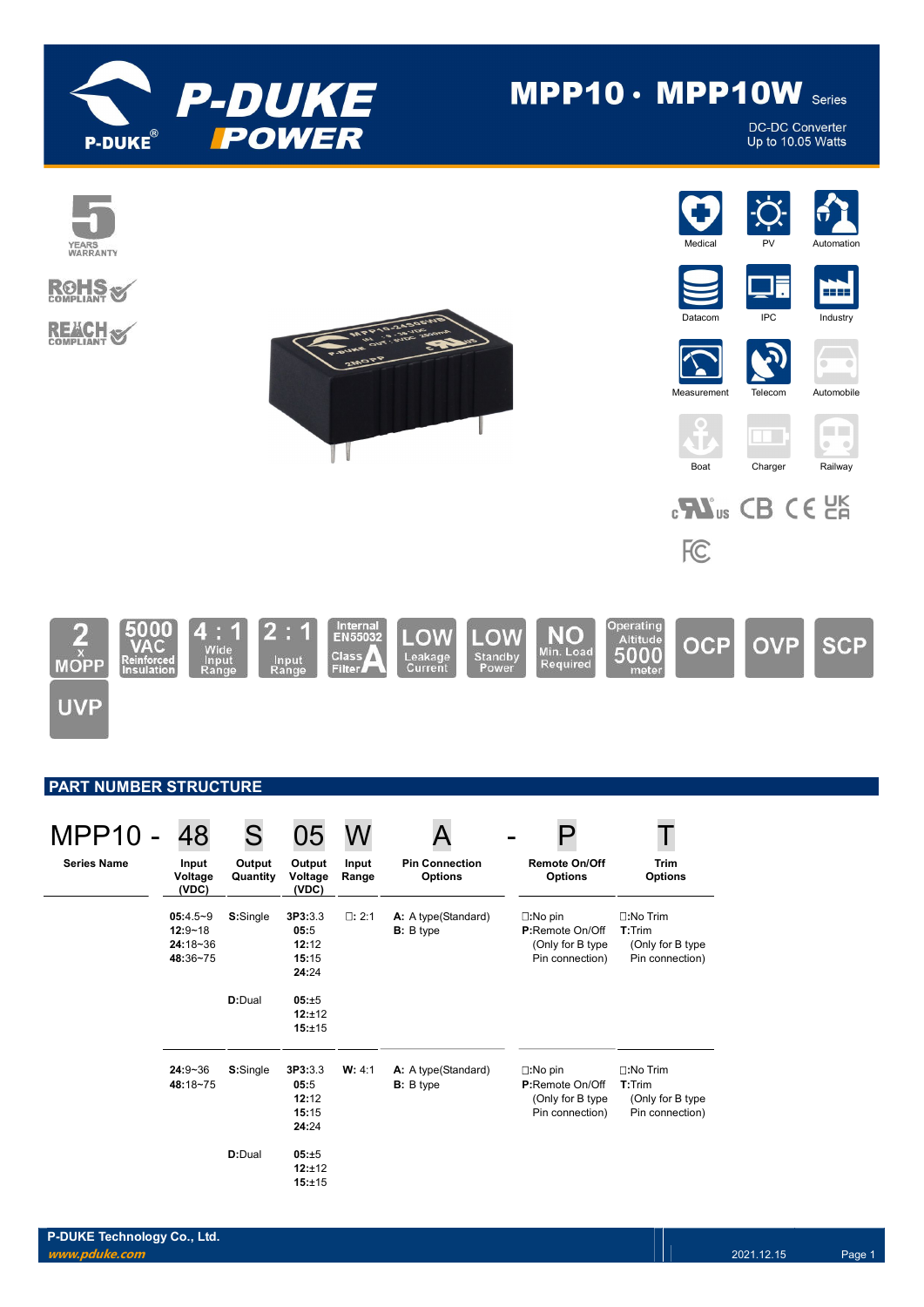# MPP10 • MPP10W Series

DC-DC Converter
Up to 10.05 Watts

5 YEARS WARRANTY

RoHS COMPLIANT

REACH COMPLIANT

Medical | PV | Automation | Datacom | IPC | Industry | Measurement | Telecom | Automobile | Boat | Charger | Railway

2 x MOPP | 5000 VAC Reinforced Insulation | 4 : 1 Wide Input Range | 2 : 1 Input Range | Internal EN55032 Class A Filter | LOW Leakage Current | LOW Standby Power | NO Min. Load Required | Operating Altitude 5000 meter | OCP | OVP | SCP | UVP

## PART NUMBER STRUCTURE

| MPP10 - | 48 | S | 05 | W | A | - | P | T |
|---|---|---|---|---|---|---|---|---|
| Series Name | Input Voltage (VDC) | Output Quantity | Output Voltage (VDC) | Input Range | Pin Connection Options | | Remote On/Off Options | Trim Options |
| | **05**:4.5~9<br>**12**:9~18<br>**24**:18~36<br>**48**:36~75 | **S**:Single | **3P3**:3.3<br>**05**:5<br>**12**:12<br>**15**:15<br>**24**:24 | □: 2:1 | **A:** A type(Standard)<br>**B:** B type | | □:No pin<br>**P**:Remote On/Off<br>(Only for B type Pin connection) | □:No Trim<br>**T**:Trim<br>(Only for B type Pin connection) |
| | | **D**:Dual | **05**:±5<br>**12**:±12<br>**15**:±15 | | | | | |
| | **24**:9~36<br>**48**:18~75 | **S**:Single | **3P3**:3.3<br>**05**:5<br>**12**:12<br>**15**:15<br>**24**:24 | **W:** 4:1 | **A:** A type(Standard)<br>**B:** B type | | □:No pin<br>**P**:Remote On/Off<br>(Only for B type Pin connection) | □:No Trim<br>**T**:Trim<br>(Only for B type Pin connection) |
| | | **D**:Dual | **05**:±5<br>**12**:±12<br>**15**:±15 | | | | | |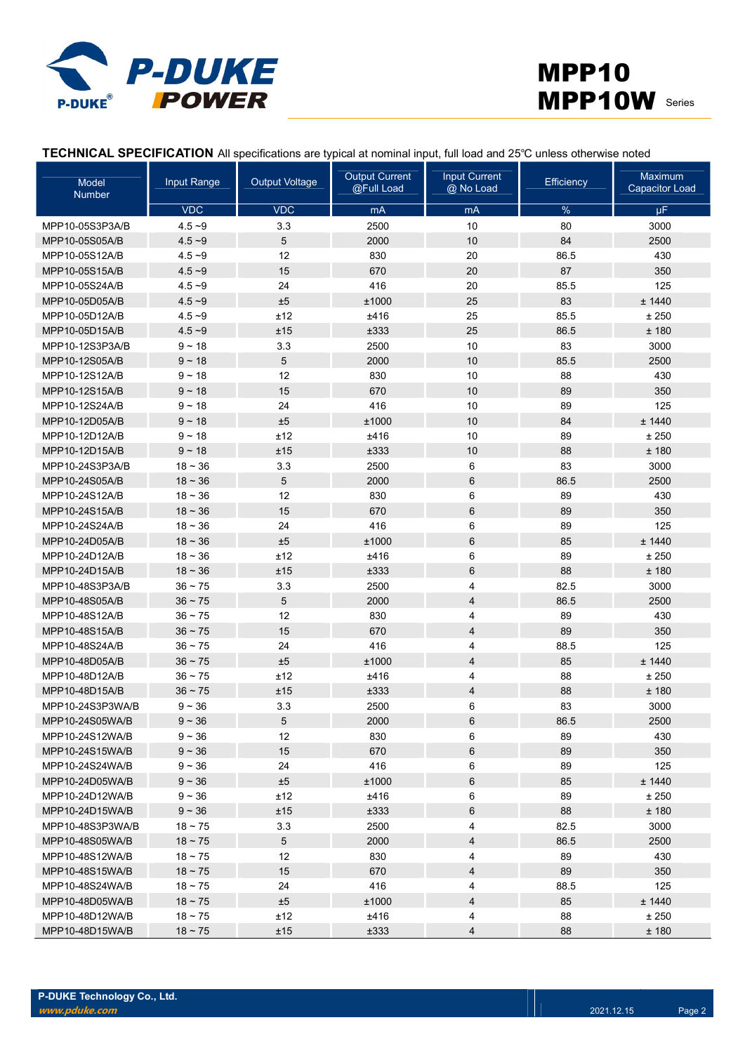**TECHNICAL SPECIFICATION** All specifications are typical at nominal input, full load and 25℃ unless otherwise noted

| Model Number | Input Range | Output Voltage | Output Current @Full Load | Input Current @ No Load | Efficiency | Maximum Capacitor Load |
|---|---|---|---|---|---|---|
| | VDC | VDC | mA | mA | % | µF |
| MPP10-05S3P3A/B | 4.5 ~9 | 3.3 | 2500 | 10 | 80 | 3000 |
| MPP10-05S05A/B | 4.5 ~9 | 5 | 2000 | 10 | 84 | 2500 |
| MPP10-05S12A/B | 4.5 ~9 | 12 | 830 | 20 | 86.5 | 430 |
| MPP10-05S15A/B | 4.5 ~9 | 15 | 670 | 20 | 87 | 350 |
| MPP10-05S24A/B | 4.5 ~9 | 24 | 416 | 20 | 85.5 | 125 |
| MPP10-05D05A/B | 4.5 ~9 | ±5 | ±1000 | 25 | 83 | ± 1440 |
| MPP10-05D12A/B | 4.5 ~9 | ±12 | ±416 | 25 | 85.5 | ± 250 |
| MPP10-05D15A/B | 4.5 ~9 | ±15 | ±333 | 25 | 86.5 | ± 180 |
| MPP10-12S3P3A/B | 9 ~ 18 | 3.3 | 2500 | 10 | 83 | 3000 |
| MPP10-12S05A/B | 9 ~ 18 | 5 | 2000 | 10 | 85.5 | 2500 |
| MPP10-12S12A/B | 9 ~ 18 | 12 | 830 | 10 | 88 | 430 |
| MPP10-12S15A/B | 9 ~ 18 | 15 | 670 | 10 | 89 | 350 |
| MPP10-12S24A/B | 9 ~ 18 | 24 | 416 | 10 | 89 | 125 |
| MPP10-12D05A/B | 9 ~ 18 | ±5 | ±1000 | 10 | 84 | ± 1440 |
| MPP10-12D12A/B | 9 ~ 18 | ±12 | ±416 | 10 | 89 | ± 250 |
| MPP10-12D15A/B | 9 ~ 18 | ±15 | ±333 | 10 | 88 | ± 180 |
| MPP10-24S3P3A/B | 18 ~ 36 | 3.3 | 2500 | 6 | 83 | 3000 |
| MPP10-24S05A/B | 18 ~ 36 | 5 | 2000 | 6 | 86.5 | 2500 |
| MPP10-24S12A/B | 18 ~ 36 | 12 | 830 | 6 | 89 | 430 |
| MPP10-24S15A/B | 18 ~ 36 | 15 | 670 | 6 | 89 | 350 |
| MPP10-24S24A/B | 18 ~ 36 | 24 | 416 | 6 | 89 | 125 |
| MPP10-24D05A/B | 18 ~ 36 | ±5 | ±1000 | 6 | 85 | ± 1440 |
| MPP10-24D12A/B | 18 ~ 36 | ±12 | ±416 | 6 | 89 | ± 250 |
| MPP10-24D15A/B | 18 ~ 36 | ±15 | ±333 | 6 | 88 | ± 180 |
| MPP10-48S3P3A/B | 36 ~ 75 | 3.3 | 2500 | 4 | 82.5 | 3000 |
| MPP10-48S05A/B | 36 ~ 75 | 5 | 2000 | 4 | 86.5 | 2500 |
| MPP10-48S12A/B | 36 ~ 75 | 12 | 830 | 4 | 89 | 430 |
| MPP10-48S15A/B | 36 ~ 75 | 15 | 670 | 4 | 89 | 350 |
| MPP10-48S24A/B | 36 ~ 75 | 24 | 416 | 4 | 88.5 | 125 |
| MPP10-48D05A/B | 36 ~ 75 | ±5 | ±1000 | 4 | 85 | ± 1440 |
| MPP10-48D12A/B | 36 ~ 75 | ±12 | ±416 | 4 | 88 | ± 250 |
| MPP10-48D15A/B | 36 ~ 75 | ±15 | ±333 | 4 | 88 | ± 180 |
| MPP10-24S3P3WA/B | 9 ~ 36 | 3.3 | 2500 | 6 | 83 | 3000 |
| MPP10-24S05WA/B | 9 ~ 36 | 5 | 2000 | 6 | 86.5 | 2500 |
| MPP10-24S12WA/B | 9 ~ 36 | 12 | 830 | 6 | 89 | 430 |
| MPP10-24S15WA/B | 9 ~ 36 | 15 | 670 | 6 | 89 | 350 |
| MPP10-24S24WA/B | 9 ~ 36 | 24 | 416 | 6 | 89 | 125 |
| MPP10-24D05WA/B | 9 ~ 36 | ±5 | ±1000 | 6 | 85 | ± 1440 |
| MPP10-24D12WA/B | 9 ~ 36 | ±12 | ±416 | 6 | 89 | ± 250 |
| MPP10-24D15WA/B | 9 ~ 36 | ±15 | ±333 | 6 | 88 | ± 180 |
| MPP10-48S3P3WA/B | 18 ~ 75 | 3.3 | 2500 | 4 | 82.5 | 3000 |
| MPP10-48S05WA/B | 18 ~ 75 | 5 | 2000 | 4 | 86.5 | 2500 |
| MPP10-48S12WA/B | 18 ~ 75 | 12 | 830 | 4 | 89 | 430 |
| MPP10-48S15WA/B | 18 ~ 75 | 15 | 670 | 4 | 89 | 350 |
| MPP10-48S24WA/B | 18 ~ 75 | 24 | 416 | 4 | 88.5 | 125 |
| MPP10-48D05WA/B | 18 ~ 75 | ±5 | ±1000 | 4 | 85 | ± 1440 |
| MPP10-48D12WA/B | 18 ~ 75 | ±12 | ±416 | 4 | 88 | ± 250 |
| MPP10-48D15WA/B | 18 ~ 75 | ±15 | ±333 | 4 | 88 | ± 180 |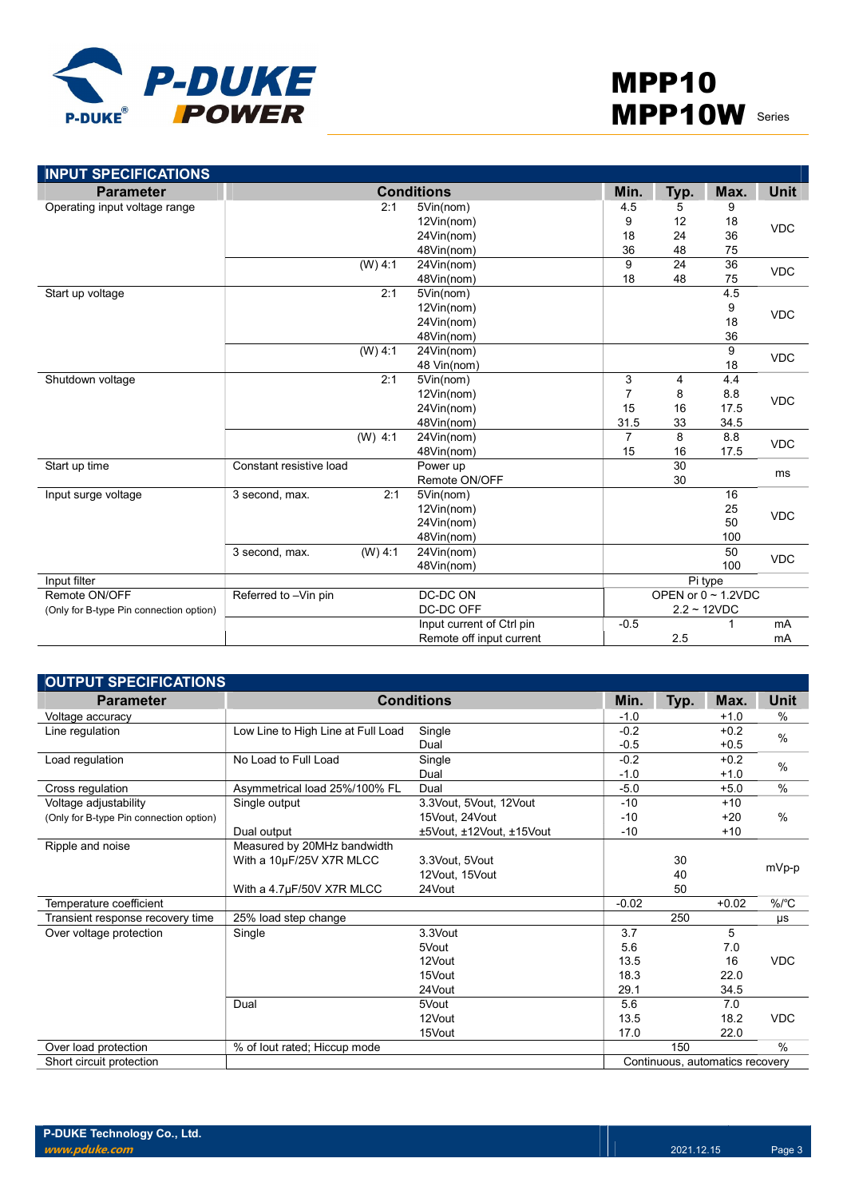## INPUT SPECIFICATIONS

| Parameter | Conditions | | | Min. | Typ. | Max. | Unit |
|---|---|---|---|---|---|---|---|
| Operating input voltage range | | 2:1 | 5Vin(nom) | 4.5 | 5 | 9 | VDC |
| | | | 12Vin(nom) | 9 | 12 | 18 | |
| | | | 24Vin(nom) | 18 | 24 | 36 | |
| | | | 48Vin(nom) | 36 | 48 | 75 | |
| | | (W) 4:1 | 24Vin(nom) | 9 | 24 | 36 | VDC |
| | | | 48Vin(nom) | 18 | 48 | 75 | |
| Start up voltage | | 2:1 | 5Vin(nom) | | | 4.5 | VDC |
| | | | 12Vin(nom) | | | 9 | |
| | | | 24Vin(nom) | | | 18 | |
| | | | 48Vin(nom) | | | 36 | |
| | | (W) 4:1 | 24Vin(nom) | | | 9 | VDC |
| | | | 48 Vin(nom) | | | 18 | |
| Shutdown voltage | | 2:1 | 5Vin(nom) | 3 | 4 | 4.4 | VDC |
| | | | 12Vin(nom) | 7 | 8 | 8.8 | |
| | | | 24Vin(nom) | 15 | 16 | 17.5 | |
| | | | 48Vin(nom) | 31.5 | 33 | 34.5 | |
| | | (W) 4:1 | 24Vin(nom) | 7 | 8 | 8.8 | VDC |
| | | | 48Vin(nom) | 15 | 16 | 17.5 | |
| Start up time | Constant resistive load | | Power up | | 30 | | ms |
| | | | Remote ON/OFF | | 30 | | |
| Input surge voltage | 3 second, max. | 2:1 | 5Vin(nom) | | | 16 | VDC |
| | | | 12Vin(nom) | | | 25 | |
| | | | 24Vin(nom) | | | 50 | |
| | | | 48Vin(nom) | | | 100 | |
| | 3 second, max. | (W) 4:1 | 24Vin(nom) | | | 50 | VDC |
| | | | 48Vin(nom) | | | 100 | |
| Input filter | | | | Pi type | | | |
| Remote ON/OFF | Referred to –Vin pin | | DC-DC ON | OPEN or 0 ~ 1.2VDC | | | |
| (Only for B-type Pin connection option) | | | DC-DC OFF | 2.2 ~ 12VDC | | | |
| | | | Input current of Ctrl pin | -0.5 | | 1 | mA |
| | | | Remote off input current | | 2.5 | | mA |

## OUTPUT SPECIFICATIONS

| Parameter | Conditions | | Min. | Typ. | Max. | Unit |
|---|---|---|---|---|---|---|
| Voltage accuracy | | | -1.0 | | +1.0 | % |
| Line regulation | Low Line to High Line at Full Load | Single | -0.2 | | +0.2 | % |
| | | Dual | -0.5 | | +0.5 | |
| Load regulation | No Load to Full Load | Single | -0.2 | | +0.2 | % |
| | | Dual | -1.0 | | +1.0 | |
| Cross regulation | Asymmetrical load 25%/100% FL | Dual | -5.0 | | +5.0 | % |
| Voltage adjustability | Single output | 3.3Vout, 5Vout, 12Vout | -10 | | +10 | % |
| (Only for B-type Pin connection option) | | 15Vout, 24Vout | -10 | | +20 | |
| | Dual output | ±5Vout, ±12Vout, ±15Vout | -10 | | +10 | |
| Ripple and noise | Measured by 20MHz bandwidth | | | | | mVp-p |
| | With a 10μF/25V X7R MLCC | 3.3Vout, 5Vout | | 30 | | |
| | | 12Vout, 15Vout | | 40 | | |
| | With a 4.7μF/50V X7R MLCC | 24Vout | | 50 | | |
| Temperature coefficient | | | -0.02 | | +0.02 | %/°C |
| Transient response recovery time | 25% load step change | | | 250 | | μs |
| Over voltage protection | Single | 3.3Vout | 3.7 | | 5 | VDC |
| | | 5Vout | 5.6 | | 7.0 | |
| | | 12Vout | 13.5 | | 16 | |
| | | 15Vout | 18.3 | | 22.0 | |
| | | 24Vout | 29.1 | | 34.5 | |
| | Dual | 5Vout | 5.6 | | 7.0 | VDC |
| | | 12Vout | 13.5 | | 18.2 | |
| | | 15Vout | 17.0 | | 22.0 | |
| Over load protection | % of Iout rated; Hiccup mode | | | 150 | | % |
| Short circuit protection | | | Continuous, automatics recovery | | | |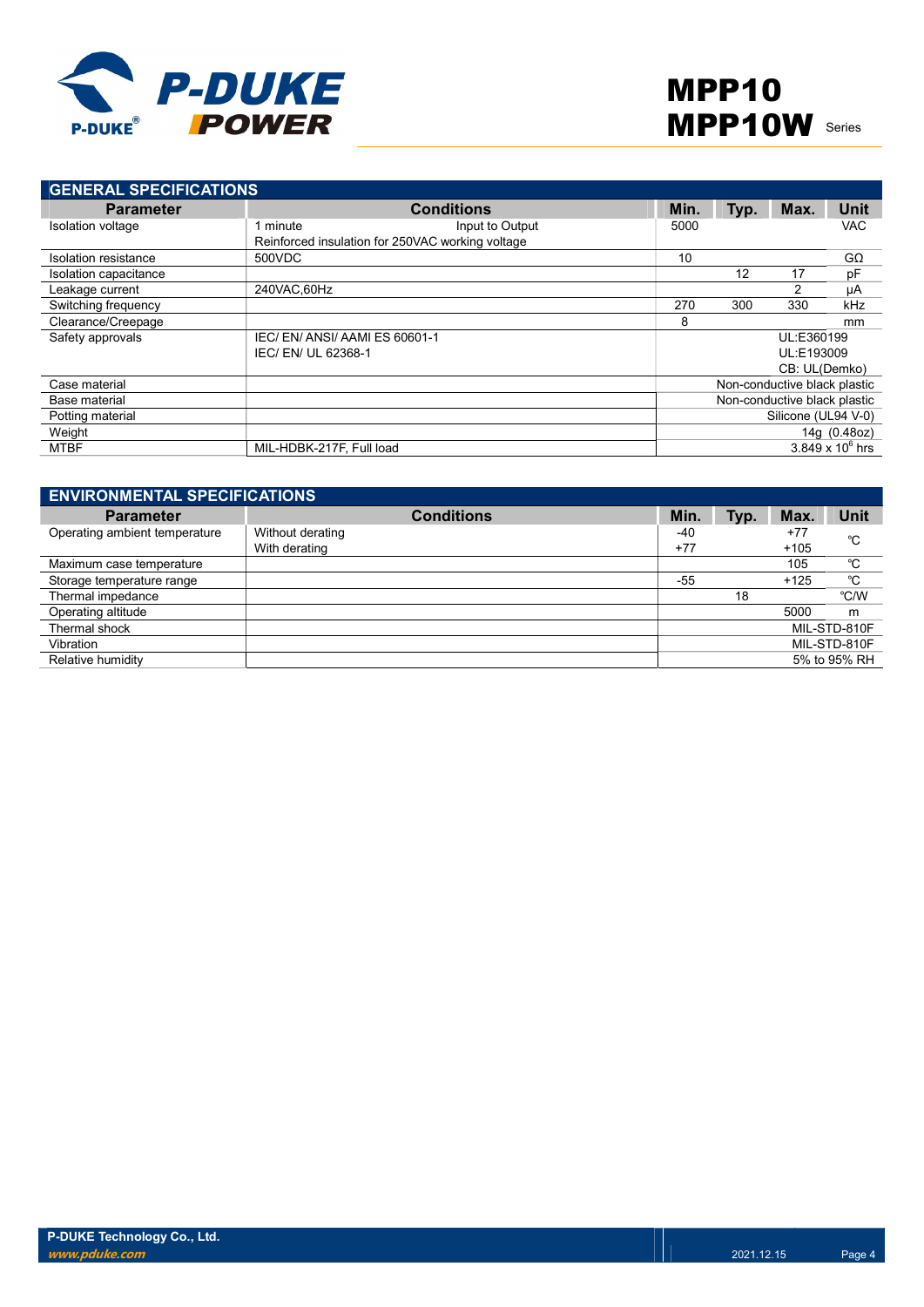## GENERAL SPECIFICATIONS

| Parameter | Conditions | Min. | Typ. | Max. | Unit |
|---|---|---|---|---|---|
| Isolation voltage | 1 minute Input to Output<br>Reinforced insulation for 250VAC working voltage | 5000 | | | VAC |
| Isolation resistance | 500VDC | 10 | | | GΩ |
| Isolation capacitance | | | 12 | 17 | pF |
| Leakage current | 240VAC,60Hz | | | 2 | μA |
| Switching frequency | | 270 | 300 | 330 | kHz |
| Clearance/Creepage | | 8 | | | mm |
| Safety approvals | IEC/ EN/ ANSI/ AAMI ES 60601-1<br>IEC/ EN/ UL 62368-1 | | | | UL:E360199<br>UL:E193009<br>CB: UL(Demko) |
| Case material | | | | | Non-conductive black plastic |
| Base material | | | | | Non-conductive black plastic |
| Potting material | | | | | Silicone (UL94 V-0) |
| Weight | | | | | 14g (0.48oz) |
| MTBF | MIL-HDBK-217F, Full load | | | | $3.849 \times 10^6$ hrs |

## ENVIRONMENTAL SPECIFICATIONS

| Parameter | Conditions | Min. | Typ. | Max. | Unit |
|---|---|---|---|---|---|
| Operating ambient temperature | Without derating<br>With derating | -40<br>+77 | | +77<br>+105 | ℃ |
| Maximum case temperature | | | | 105 | ℃ |
| Storage temperature range | | -55 | | +125 | ℃ |
| Thermal impedance | | | 18 | | ℃/W |
| Operating altitude | | | | 5000 | m |
| Thermal shock | | | | | MIL-STD-810F |
| Vibration | | | | | MIL-STD-810F |
| Relative humidity | | | | | 5% to 95% RH |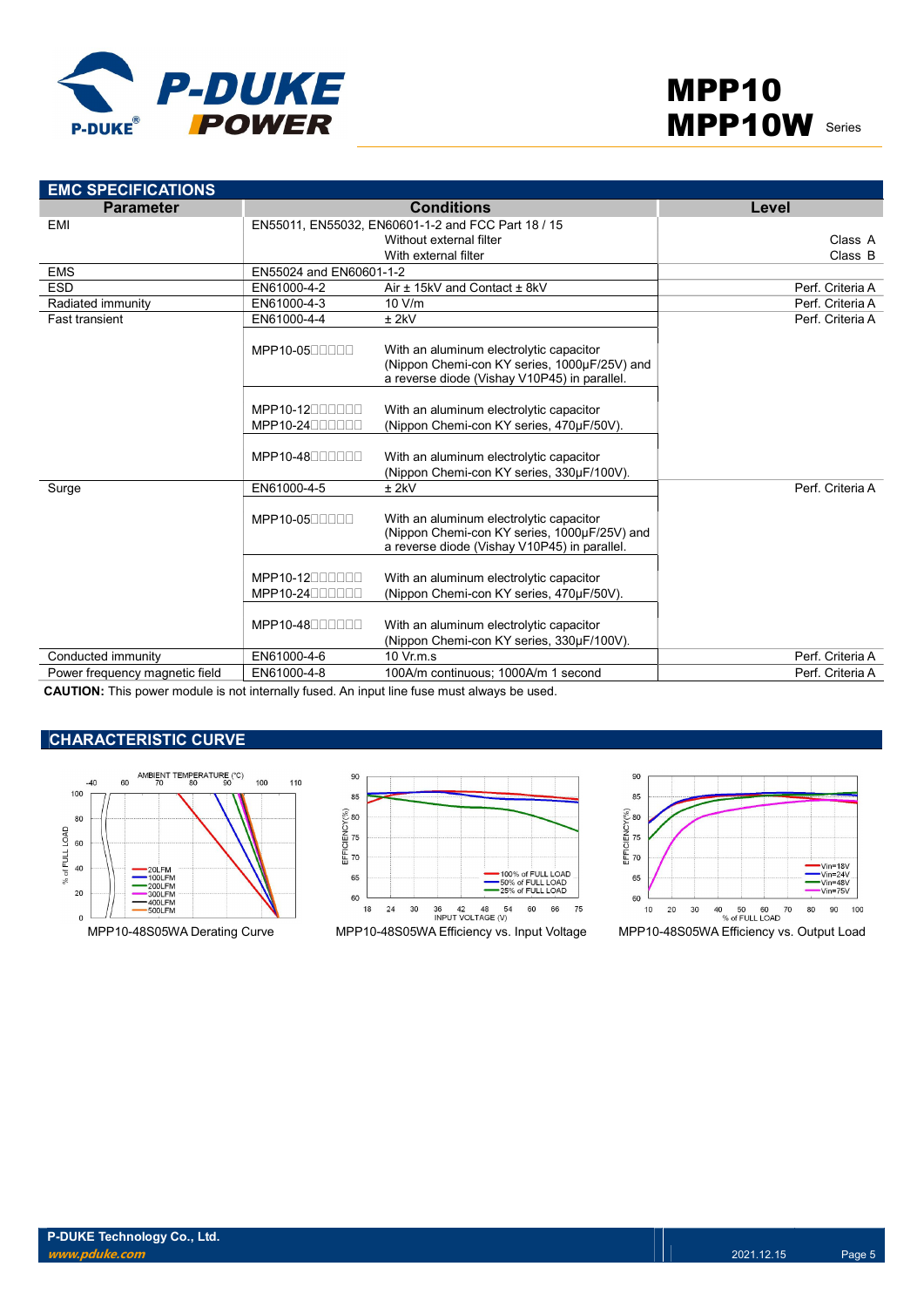## EMC SPECIFICATIONS

| Parameter | Conditions | | Level |
|---|---|---|---|
| EMI | EN55011, EN55032, EN60601-1-2 and FCC Part 18 / 15 | | |
| | | Without external filter | Class A |
| | | With external filter | Class B |
| EMS | EN55024 and EN60601-1-2 | | |
| ESD | EN61000-4-2 | Air ± 15kV and Contact ± 8kV | Perf. Criteria A |
| Radiated immunity | EN61000-4-3 | 10 V/m | Perf. Criteria A |
| Fast transient | EN61000-4-4 | ± 2kV | Perf. Criteria A |
| | MPP10-05□□□□□ | With an aluminum electrolytic capacitor (Nippon Chemi-con KY series, 1000µF/25V) and a reverse diode (Vishay V10P45) in parallel. | |
| | MPP10-12□□□□□□ MPP10-24□□□□□□ | With an aluminum electrolytic capacitor (Nippon Chemi-con KY series, 470µF/50V). | |
| | MPP10-48□□□□□□ | With an aluminum electrolytic capacitor (Nippon Chemi-con KY series, 330µF/100V). | |
| Surge | EN61000-4-5 | ± 2kV | Perf. Criteria A |
| | MPP10-05□□□□□ | With an aluminum electrolytic capacitor (Nippon Chemi-con KY series, 1000µF/25V) and a reverse diode (Vishay V10P45) in parallel. | |
| | MPP10-12□□□□□□ MPP10-24□□□□□□ | With an aluminum electrolytic capacitor (Nippon Chemi-con KY series, 470µF/50V). | |
| | MPP10-48□□□□□□ | With an aluminum electrolytic capacitor (Nippon Chemi-con KY series, 330µF/100V). | |
| Conducted immunity | EN61000-4-6 | 10 Vr.m.s | Perf. Criteria A |
| Power frequency magnetic field | EN61000-4-8 | 100A/m continuous; 1000A/m 1 second | Perf. Criteria A |

**CAUTION:** This power module is not internally fused. An input line fuse must always be used.

## CHARACTERISTIC CURVE

MPP10-48S05WA Derating Curve

MPP10-48S05WA Efficiency vs. Input Voltage

MPP10-48S05WA Efficiency vs. Output Load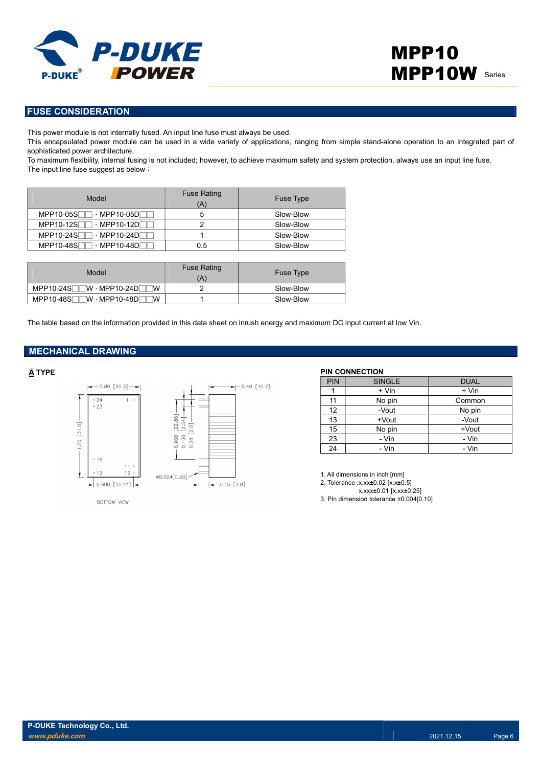## FUSE CONSIDERATION

This power module is not internally fused. An input line fuse must always be used.
This encapsulated power module can be used in a wide variety of applications, ranging from simple stand-alone operation to an integrated part of sophisticated power architecture.
To maximum flexibility, internal fusing is not included; however, to achieve maximum safety and system protection, always use an input line fuse.
The input line fuse suggest as below：

| Model | Fuse Rating (A) | Fuse Type |
|---|---|---|
| MPP10-05S□□、MPP10-05D□□ | 5 | Slow-Blow |
| MPP10-12S□□、MPP10-12D□□ | 2 | Slow-Blow |
| MPP10-24S□□、MPP10-24D□□ | 1 | Slow-Blow |
| MPP10-48S□□、MPP10-48D□□ | 0.5 | Slow-Blow |

| Model | Fuse Rating (A) | Fuse Type |
|---|---|---|
| MPP10-24S□□W、MPP10-24D□□W | 2 | Slow-Blow |
| MPP10-48S□□W、MPP10-48D□□W | 1 | Slow-Blow |

The table based on the information provided in this data sheet on inrush energy and maximum DC input current at low Vin.

## MECHANICAL DRAWING

**A TYPE**

**PIN CONNECTION**

| PIN | SINGLE | DUAL |
|---|---|---|
| 1 | + Vin | + Vin |
| 11 | No pin | Common |
| 12 | -Vout | No pin |
| 13 | +Vout | -Vout |
| 15 | No pin | +Vout |
| 23 | - Vin | - Vin |
| 24 | - Vin | - Vin |

1. All dimensions in inch [mm]
2. Tolerance :x.xx±0.02 [x.x±0.5]
   x.xxx±0.01 [x.xx±0.25]
3. Pin dimension tolerance ±0.004[0.10]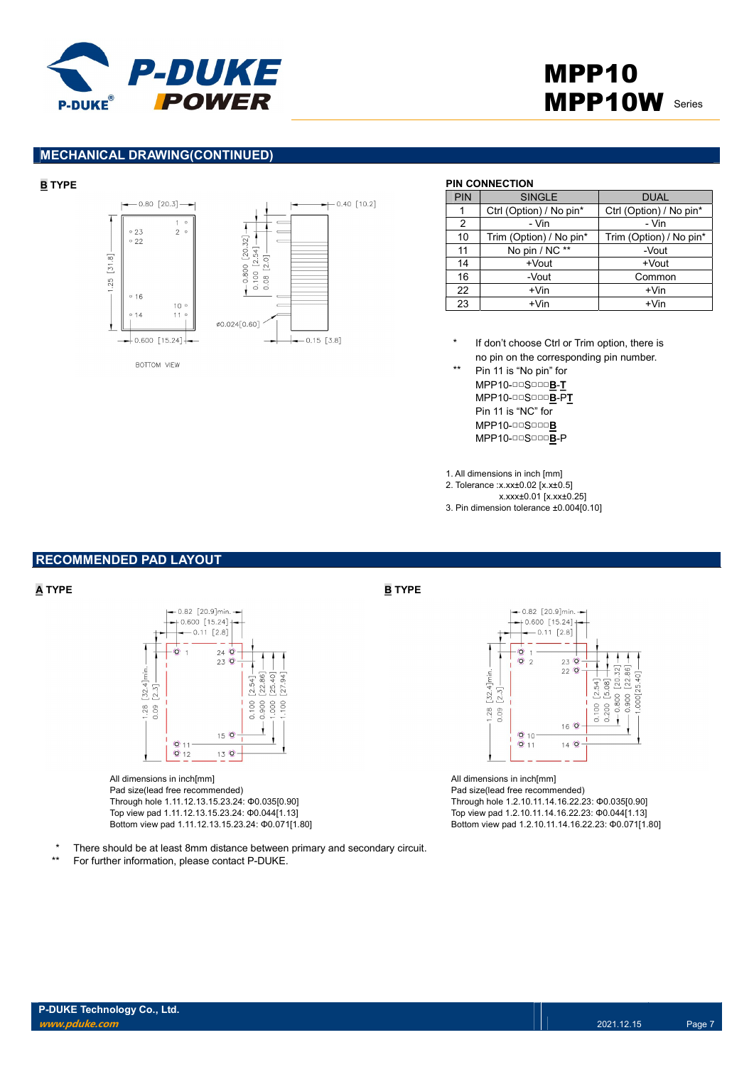## MECHANICAL DRAWING(CONTINUED)

**B TYPE**

0.80 [20.3]
0.40 [10.2]
1.25 [31.8]
0.800 [20.32]
0.100 [2.54]
0.08 [2.0]
ø0.024[0.60]
0.600 [15.24]
0.15 [3.8]
BOTTOM VIEW

**PIN CONNECTION**

| PIN | SINGLE | DUAL |
|---|---|---|
| 1 | Ctrl (Option) / No pin* | Ctrl (Option) / No pin* |
| 2 | - Vin | - Vin |
| 10 | Trim (Option) / No pin* | Trim (Option) / No pin* |
| 11 | No pin / NC ** | -Vout |
| 14 | +Vout | +Vout |
| 16 | -Vout | Common |
| 22 | +Vin | +Vin |
| 23 | +Vin | +Vin |

\* If don't choose Ctrl or Trim option, there is no pin on the corresponding pin number.

\*\* Pin 11 is "No pin" for
MPP10-□□S□□□**B-T**
MPP10-□□S□□□**B-PT**
Pin 11 is "NC" for
MPP10-□□S□□□**B**
MPP10-□□S□□□**B**-P

1. All dimensions in inch [mm]
2. Tolerance :x.xx±0.02 [x.x±0.5]
   x.xxx±0.01 [x.xx±0.25]
3. Pin dimension tolerance ±0.004[0.10]

## RECOMMENDED PAD LAYOUT

**A TYPE**

All dimensions in inch[mm]
Pad size(lead free recommended)
Through hole 1.11.12.13.15.23.24: Φ0.035[0.90]
Top view pad 1.11.12.13.15.23.24: Φ0.044[1.13]
Bottom view pad 1.11.12.13.15.23.24: Φ0.071[1.80]

**B TYPE**

All dimensions in inch[mm]
Pad size(lead free recommended)
Through hole 1.2.10.11.14.16.22.23: Φ0.035[0.90]
Top view pad 1.2.10.11.14.16.22.23: Φ0.044[1.13]
Bottom view pad 1.2.10.11.14.16.22.23: Φ0.071[1.80]

\* There should be at least 8mm distance between primary and secondary circuit.
\*\* For further information, please contact P-DUKE.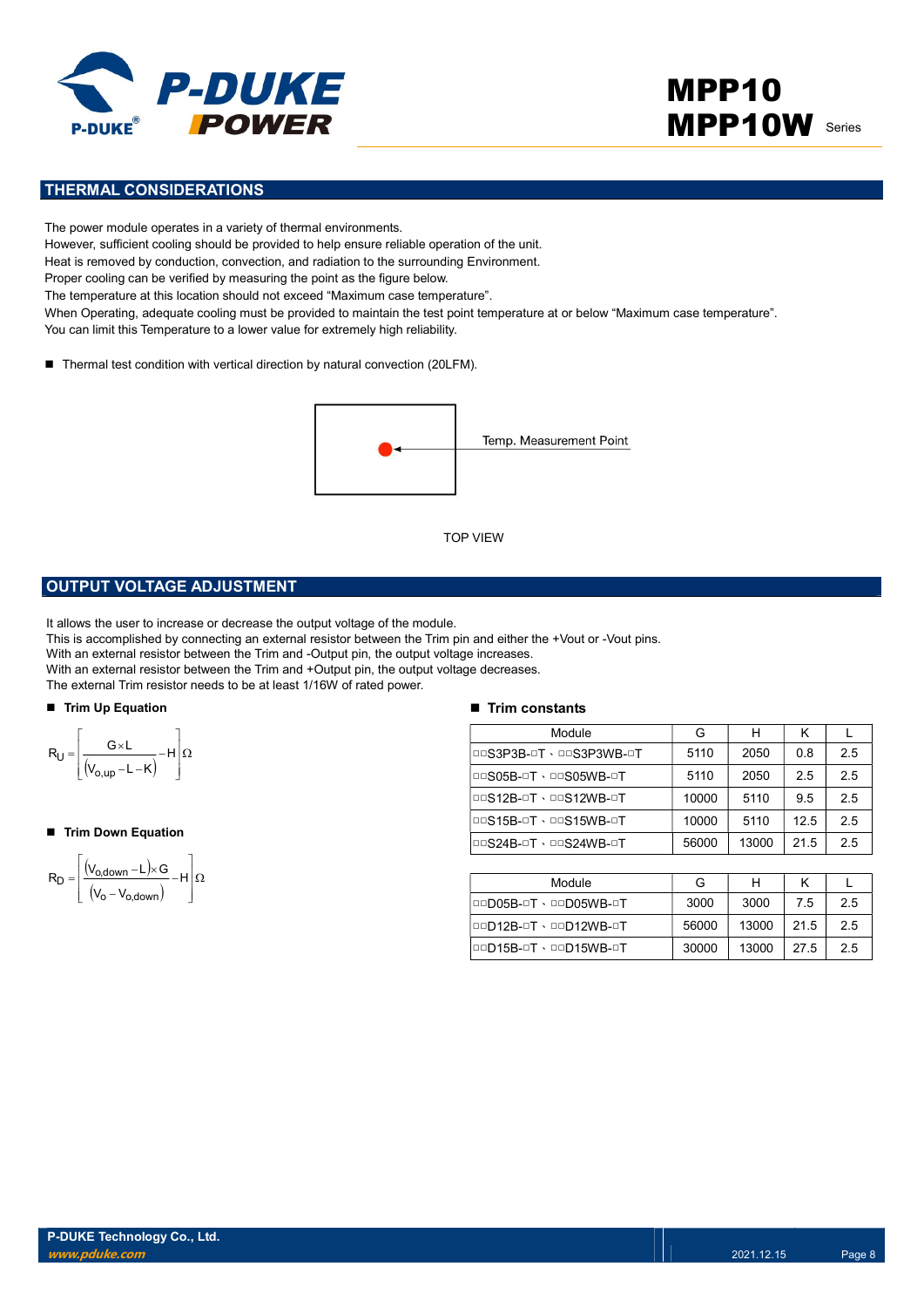## THERMAL CONSIDERATIONS

The power module operates in a variety of thermal environments.
However, sufficient cooling should be provided to help ensure reliable operation of the unit.
Heat is removed by conduction, convection, and radiation to the surrounding Environment.
Proper cooling can be verified by measuring the point as the figure below.
The temperature at this location should not exceed "Maximum case temperature".
When Operating, adequate cooling must be provided to maintain the test point temperature at or below "Maximum case temperature".
You can limit this Temperature to a lower value for extremely high reliability.

- Thermal test condition with vertical direction by natural convection (20LFM).

Temp. Measurement Point

TOP VIEW

## OUTPUT VOLTAGE ADJUSTMENT

It allows the user to increase or decrease the output voltage of the module.
This is accomplished by connecting an external resistor between the Trim pin and either the +Vout or -Vout pins.
With an external resistor between the Trim and -Output pin, the output voltage increases.
With an external resistor between the Trim and +Output pin, the output voltage decreases.
The external Trim resistor needs to be at least 1/16W of rated power.

- **Trim Up Equation**

$$R_U = \left[ \frac{G \times L}{(V_{o,up} - L - K)} - H \right] \Omega$$

- **Trim Down Equation**

$$R_D = \left[ \frac{(V_{o,down} - L) \times G}{(V_o - V_{o,down})} - H \right] \Omega$$

- **Trim constants**

| Module | G | H | K | L |
|---|---|---|---|---|
| □□S3P3B-□T、□□S3P3WB-□T | 5110 | 2050 | 0.8 | 2.5 |
| □□S05B-□T、□□S05WB-□T | 5110 | 2050 | 2.5 | 2.5 |
| □□S12B-□T、□□S12WB-□T | 10000 | 5110 | 9.5 | 2.5 |
| □□S15B-□T、□□S15WB-□T | 10000 | 5110 | 12.5 | 2.5 |
| □□S24B-□T、□□S24WB-□T | 56000 | 13000 | 21.5 | 2.5 |

| Module | G | H | K | L |
|---|---|---|---|---|
| □□D05B-□T、□□D05WB-□T | 3000 | 3000 | 7.5 | 2.5 |
| □□D12B-□T、□□D12WB-□T | 56000 | 13000 | 21.5 | 2.5 |
| □□D15B-□T、□□D15WB-□T | 30000 | 13000 | 27.5 | 2.5 |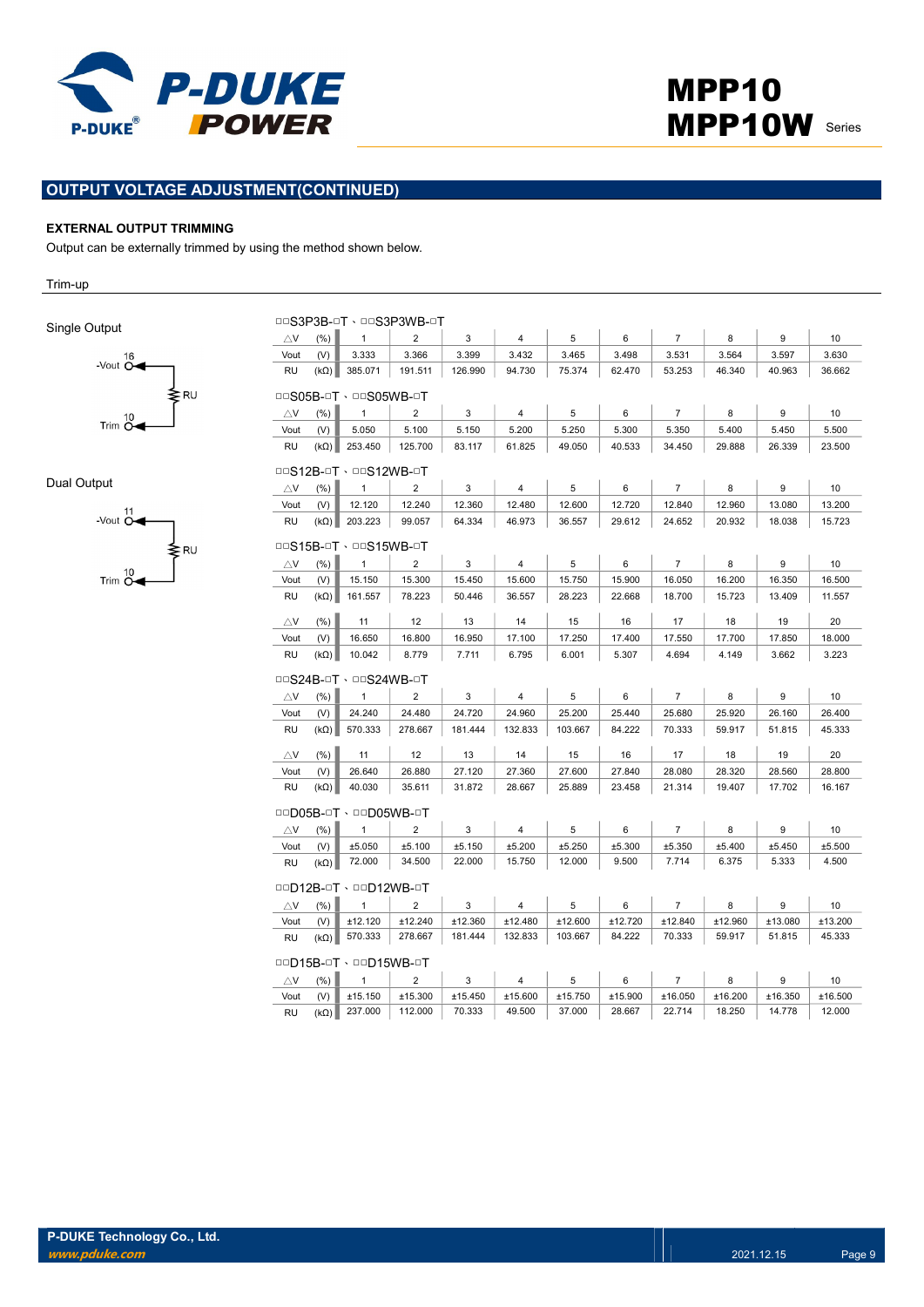## OUTPUT VOLTAGE ADJUSTMENT(CONTINUED)

### EXTERNAL OUTPUT TRIMMING

Output can be externally trimmed by using the method shown below.

Trim-up

Single Output

-Vout 16

RU

Trim 10

Dual Output

-Vout 11

RU

Trim 10

□□S3P3B-□T、□□S3P3WB-□T

| △V | (%) | 1 | 2 | 3 | 4 | 5 | 6 | 7 | 8 | 9 | 10 |
|---|---|---|---|---|---|---|---|---|---|---|---|
| Vout | (V) | 3.333 | 3.366 | 3.399 | 3.432 | 3.465 | 3.498 | 3.531 | 3.564 | 3.597 | 3.630 |
| RU | (kΩ) | 385.071 | 191.511 | 126.990 | 94.730 | 75.374 | 62.470 | 53.253 | 46.340 | 40.963 | 36.662 |

□□S05B-□T、□□S05WB-□T

| △V | (%) | 1 | 2 | 3 | 4 | 5 | 6 | 7 | 8 | 9 | 10 |
|---|---|---|---|---|---|---|---|---|---|---|---|
| Vout | (V) | 5.050 | 5.100 | 5.150 | 5.200 | 5.250 | 5.300 | 5.350 | 5.400 | 5.450 | 5.500 |
| RU | (kΩ) | 253.450 | 125.700 | 83.117 | 61.825 | 49.050 | 40.533 | 34.450 | 29.888 | 26.339 | 23.500 |

□□S12B-□T、□□S12WB-□T

| △V | (%) | 1 | 2 | 3 | 4 | 5 | 6 | 7 | 8 | 9 | 10 |
|---|---|---|---|---|---|---|---|---|---|---|---|
| Vout | (V) | 12.120 | 12.240 | 12.360 | 12.480 | 12.600 | 12.720 | 12.840 | 12.960 | 13.080 | 13.200 |
| RU | (kΩ) | 203.223 | 99.057 | 64.334 | 46.973 | 36.557 | 29.612 | 24.652 | 20.932 | 18.038 | 15.723 |

□□S15B-□T、□□S15WB-□T

| △V | (%) | 1 | 2 | 3 | 4 | 5 | 6 | 7 | 8 | 9 | 10 |
|---|---|---|---|---|---|---|---|---|---|---|---|
| Vout | (V) | 15.150 | 15.300 | 15.450 | 15.600 | 15.750 | 15.900 | 16.050 | 16.200 | 16.350 | 16.500 |
| RU | (kΩ) | 161.557 | 78.223 | 50.446 | 36.557 | 28.223 | 22.668 | 18.700 | 15.723 | 13.409 | 11.557 |
| △V | (%) | 11 | 12 | 13 | 14 | 15 | 16 | 17 | 18 | 19 | 20 |
| Vout | (V) | 16.650 | 16.800 | 16.950 | 17.100 | 17.250 | 17.400 | 17.550 | 17.700 | 17.850 | 18.000 |
| RU | (kΩ) | 10.042 | 8.779 | 7.711 | 6.795 | 6.001 | 5.307 | 4.694 | 4.149 | 3.662 | 3.223 |

□□S24B-□T、□□S24WB-□T

| △V | (%) | 1 | 2 | 3 | 4 | 5 | 6 | 7 | 8 | 9 | 10 |
|---|---|---|---|---|---|---|---|---|---|---|---|
| Vout | (V) | 24.240 | 24.480 | 24.720 | 24.960 | 25.200 | 25.440 | 25.680 | 25.920 | 26.160 | 26.400 |
| RU | (kΩ) | 570.333 | 278.667 | 181.444 | 132.833 | 103.667 | 84.222 | 70.333 | 59.917 | 51.815 | 45.333 |
| △V | (%) | 11 | 12 | 13 | 14 | 15 | 16 | 17 | 18 | 19 | 20 |
| Vout | (V) | 26.640 | 26.880 | 27.120 | 27.360 | 27.600 | 27.840 | 28.080 | 28.320 | 28.560 | 28.800 |
| RU | (kΩ) | 40.030 | 35.611 | 31.872 | 28.667 | 25.889 | 23.458 | 21.314 | 19.407 | 17.702 | 16.167 |

□□D05B-□T、□□D05WB-□T

| △V | (%) | 1 | 2 | 3 | 4 | 5 | 6 | 7 | 8 | 9 | 10 |
|---|---|---|---|---|---|---|---|---|---|---|---|
| Vout | (V) | ±5.050 | ±5.100 | ±5.150 | ±5.200 | ±5.250 | ±5.300 | ±5.350 | ±5.400 | ±5.450 | ±5.500 |
| RU | (kΩ) | 72.000 | 34.500 | 22.000 | 15.750 | 12.000 | 9.500 | 7.714 | 6.375 | 5.333 | 4.500 |

□□D12B-□T、□□D12WB-□T

| △V | (%) | 1 | 2 | 3 | 4 | 5 | 6 | 7 | 8 | 9 | 10 |
|---|---|---|---|---|---|---|---|---|---|---|---|
| Vout | (V) | ±12.120 | ±12.240 | ±12.360 | ±12.480 | ±12.600 | ±12.720 | ±12.840 | ±12.960 | ±13.080 | ±13.200 |
| RU | (kΩ) | 570.333 | 278.667 | 181.444 | 132.833 | 103.667 | 84.222 | 70.333 | 59.917 | 51.815 | 45.333 |

□□D15B-□T、□□D15WB-□T

| △V | (%) | 1 | 2 | 3 | 4 | 5 | 6 | 7 | 8 | 9 | 10 |
|---|---|---|---|---|---|---|---|---|---|---|---|
| Vout | (V) | ±15.150 | ±15.300 | ±15.450 | ±15.600 | ±15.750 | ±15.900 | ±16.050 | ±16.200 | ±16.350 | ±16.500 |
| RU | (kΩ) | 237.000 | 112.000 | 70.333 | 49.500 | 37.000 | 28.667 | 22.714 | 18.250 | 14.778 | 12.000 |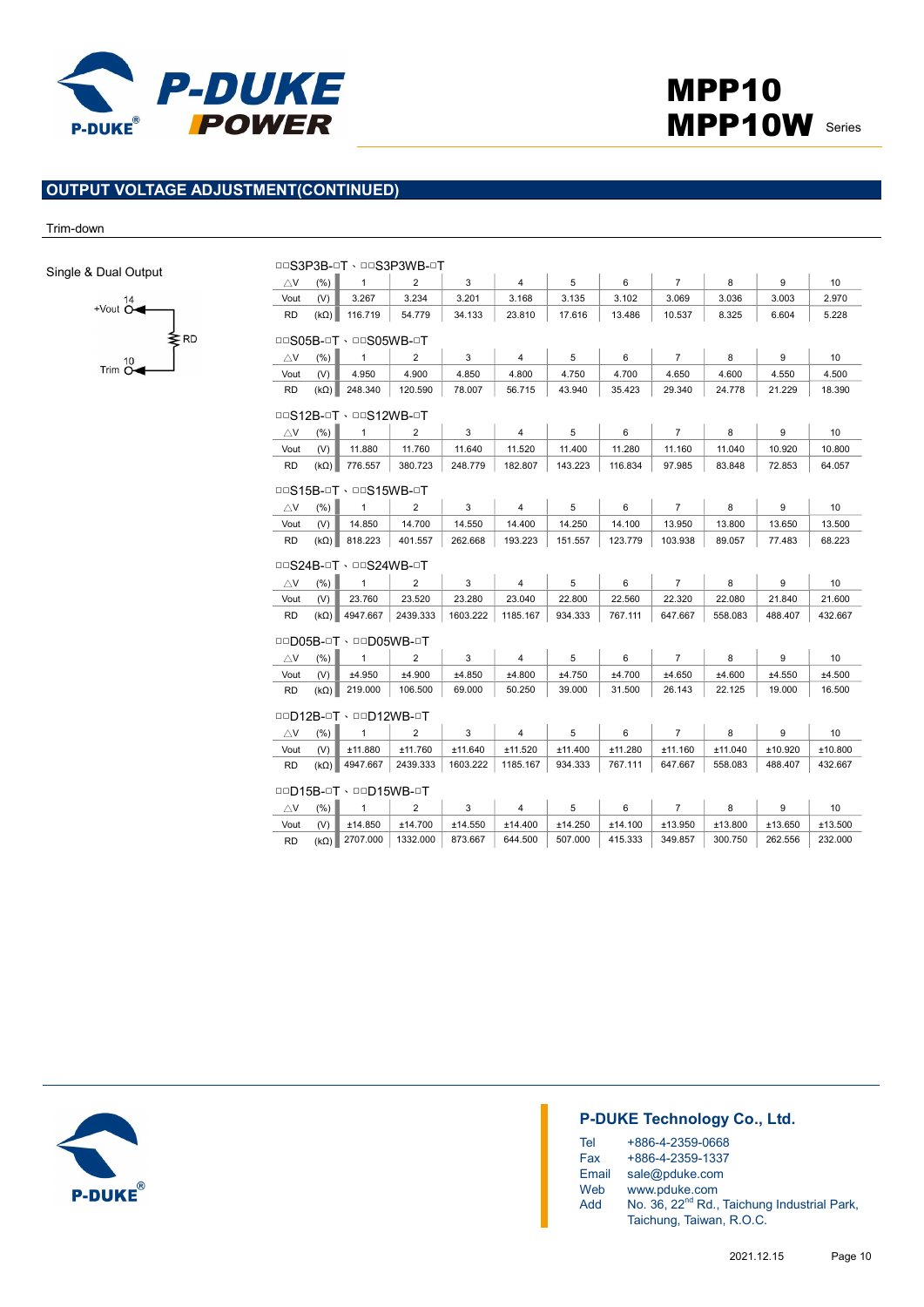## OUTPUT VOLTAGE ADJUSTMENT(CONTINUED)

Trim-down

Single & Dual Output

14
+Vout
RD
10
Trim

□□S3P3B-□T 、□□S3P3WB-□T

| △V | (%) | 1 | 2 | 3 | 4 | 5 | 6 | 7 | 8 | 9 | 10 |
|---|---|---|---|---|---|---|---|---|---|---|---|
| Vout | (V) | 3.267 | 3.234 | 3.201 | 3.168 | 3.135 | 3.102 | 3.069 | 3.036 | 3.003 | 2.970 |
| RD | (kΩ) | 116.719 | 54.779 | 34.133 | 23.810 | 17.616 | 13.486 | 10.537 | 8.325 | 6.604 | 5.228 |

□□S05B-□T 、□□S05WB-□T

| △V | (%) | 1 | 2 | 3 | 4 | 5 | 6 | 7 | 8 | 9 | 10 |
|---|---|---|---|---|---|---|---|---|---|---|---|
| Vout | (V) | 4.950 | 4.900 | 4.850 | 4.800 | 4.750 | 4.700 | 4.650 | 4.600 | 4.550 | 4.500 |
| RD | (kΩ) | 248.340 | 120.590 | 78.007 | 56.715 | 43.940 | 35.423 | 29.340 | 24.778 | 21.229 | 18.390 |

□□S12B-□T 、□□S12WB-□T

| △V | (%) | 1 | 2 | 3 | 4 | 5 | 6 | 7 | 8 | 9 | 10 |
|---|---|---|---|---|---|---|---|---|---|---|---|
| Vout | (V) | 11.880 | 11.760 | 11.640 | 11.520 | 11.400 | 11.280 | 11.160 | 11.040 | 10.920 | 10.800 |
| RD | (kΩ) | 776.557 | 380.723 | 248.779 | 182.807 | 143.223 | 116.834 | 97.985 | 83.848 | 72.853 | 64.057 |

□□S15B-□T 、□□S15WB-□T

| △V | (%) | 1 | 2 | 3 | 4 | 5 | 6 | 7 | 8 | 9 | 10 |
|---|---|---|---|---|---|---|---|---|---|---|---|
| Vout | (V) | 14.850 | 14.700 | 14.550 | 14.400 | 14.250 | 14.100 | 13.950 | 13.800 | 13.650 | 13.500 |
| RD | (kΩ) | 818.223 | 401.557 | 262.668 | 193.223 | 151.557 | 123.779 | 103.938 | 89.057 | 77.483 | 68.223 |

□□S24B-□T 、□□S24WB-□T

| △V | (%) | 1 | 2 | 3 | 4 | 5 | 6 | 7 | 8 | 9 | 10 |
|---|---|---|---|---|---|---|---|---|---|---|---|
| Vout | (V) | 23.760 | 23.520 | 23.280 | 23.040 | 22.800 | 22.560 | 22.320 | 22.080 | 21.840 | 21.600 |
| RD | (kΩ) | 4947.667 | 2439.333 | 1603.222 | 1185.167 | 934.333 | 767.111 | 647.667 | 558.083 | 488.407 | 432.667 |

□□D05B-□T 、□□D05WB-□T

| △V | (%) | 1 | 2 | 3 | 4 | 5 | 6 | 7 | 8 | 9 | 10 |
|---|---|---|---|---|---|---|---|---|---|---|---|
| Vout | (V) | ±4.950 | ±4.900 | ±4.850 | ±4.800 | ±4.750 | ±4.700 | ±4.650 | ±4.600 | ±4.550 | ±4.500 |
| RD | (kΩ) | 219.000 | 106.500 | 69.000 | 50.250 | 39.000 | 31.500 | 26.143 | 22.125 | 19.000 | 16.500 |

□□D12B-□T 、□□D12WB-□T

| △V | (%) | 1 | 2 | 3 | 4 | 5 | 6 | 7 | 8 | 9 | 10 |
|---|---|---|---|---|---|---|---|---|---|---|---|
| Vout | (V) | ±11.880 | ±11.760 | ±11.640 | ±11.520 | ±11.400 | ±11.280 | ±11.160 | ±11.040 | ±10.920 | ±10.800 |
| RD | (kΩ) | 4947.667 | 2439.333 | 1603.222 | 1185.167 | 934.333 | 767.111 | 647.667 | 558.083 | 488.407 | 432.667 |

□□D15B-□T 、□□D15WB-□T

| △V | (%) | 1 | 2 | 3 | 4 | 5 | 6 | 7 | 8 | 9 | 10 |
|---|---|---|---|---|---|---|---|---|---|---|---|
| Vout | (V) | ±14.850 | ±14.700 | ±14.550 | ±14.400 | ±14.250 | ±14.100 | ±13.950 | ±13.800 | ±13.650 | ±13.500 |
| RD | (kΩ) | 2707.000 | 1332.000 | 873.667 | 644.500 | 507.000 | 415.333 | 349.857 | 300.750 | 262.556 | 232.000 |

**P-DUKE Technology Co., Ltd.**

Tel +886-4-2359-0668
Fax +886-4-2359-1337
Email sale@pduke.com
Web www.pduke.com
Add No. 36, 22nd Rd., Taichung Industrial Park, Taichung, Taiwan, R.O.C.

2021.12.15